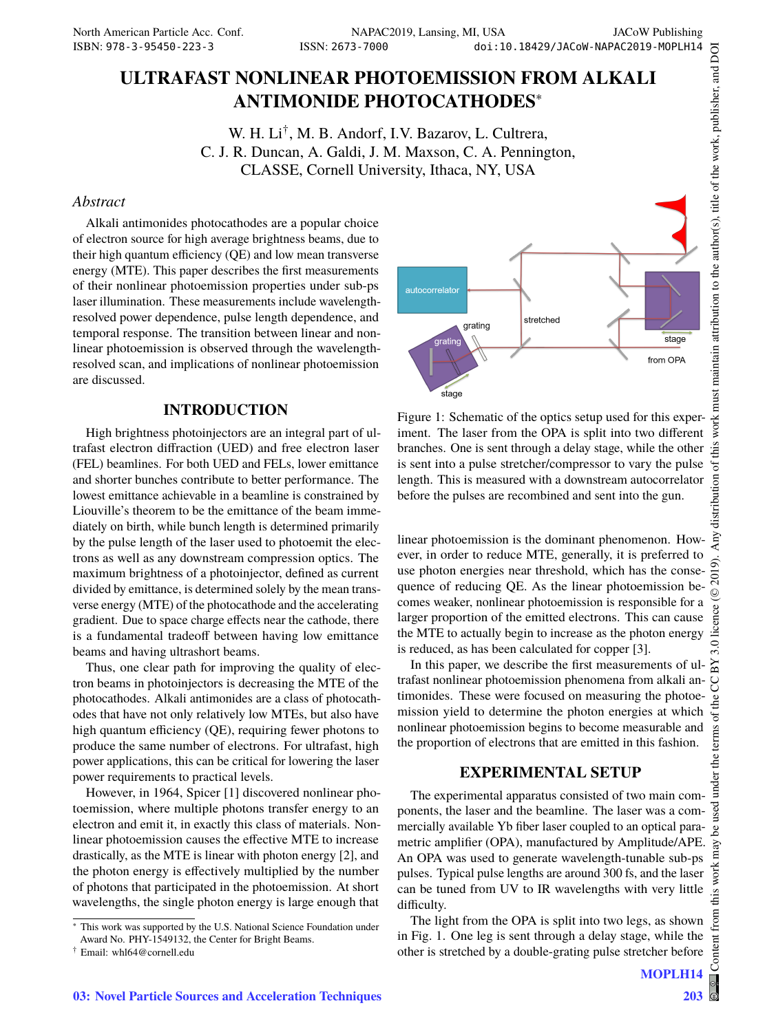# ULTRAFAST NONLINEAR PHOTOEMISSION FROM ALKALI ANTIMONIDE PHOTOCATHODES*

W. H. Li†, M. B. Andorf, I.V. Bazarov, L. Cultrera, C. J. R. Duncan, A. Galdi, J. M. Maxson, C. A. Pennington, CLASSE, Cornell University, Ithaca, NY, USA

## Abstract

Alkali antimonides photocathodes are a popular choice of electron source for high average brightness beams, due to their high quantum efficiency (QE) and low mean transverse energy (MTE). This paper describes the first measurements of their nonlinear photoemission properties under sub-ps laser illumination. These measurements include wavelength-resolved power dependence, pulse length dependence, and temporal response. The transition between linear and nonlinear photoemission is observed through the wavelength-resolved scan, and implications of nonlinear photoemission are discussed.

## INTRODUCTION

High brightness photoinjectors are an integral part of ultrafast electron diffraction (UED) and free electron laser (FEL) beamlines. For both UED and FELs, lower emittance and shorter bunches contribute to better performance. The lowest emittance achievable in a beamline is constrained by Liouville's theorem to be the emittance of the beam immediately on birth, while bunch length is determined primarily by the pulse length of the laser used to photoemit the electrons as well as any downstream compression optics. The maximum brightness of a photoinjector, defined as current divided by emittance, is determined solely by the mean transverse energy (MTE) of the photocathode and the accelerating gradient. Due to space charge effects near the cathode, there is a fundamental tradeoff between having low emittance beams and having ultrashort beams.

Thus, one clear path for improving the quality of electron beams in photoinjectors is decreasing the MTE of the photocathodes. Alkali antimonides are a class of photocathodes that have not only relatively low MTEs, but also have high quantum efficiency (QE), requiring fewer photons to produce the same number of electrons. For ultrafast, high power applications, this can be critical for lowering the laser power requirements to practical levels.

However, in 1964, Spicer [1] discovered nonlinear photoemission, where multiple photons transfer energy to an electron and emit it, in exactly this class of materials. Nonlinear photoemission causes the effective MTE to increase drastically, as the MTE is linear with photon energy [2], and the photon energy is effectively multiplied by the number of photons that participated in the photoemission. At short wavelengths, the single photon energy is large enough that

Figure 1: Schematic of the optics setup used for this experiment. The laser from the OPA is split into two different branches. One is sent through a delay stage, while the other is sent into a pulse stretcher/compressor to vary the pulse length. This is measured with a downstream autocorrelator before the pulses are recombined and sent into the gun.

linear photoemission is the dominant phenomenon. However, in order to reduce MTE, generally, it is preferred to use photon energies near threshold, which has the consequence of reducing QE. As the linear photoemission becomes weaker, nonlinear photoemission is responsible for a larger proportion of the emitted electrons. This can cause the MTE to actually begin to increase as the photon energy is reduced, as has been calculated for copper [3].

In this paper, we describe the first measurements of ultrafast nonlinear photoemission phenomena from alkali antimonides. These were focused on measuring the photoemission yield to determine the photon energies at which nonlinear photoemission begins to become measurable and the proportion of electrons that are emitted in this fashion.

## EXPERIMENTAL SETUP

The experimental apparatus consisted of two main components, the laser and the beamline. The laser was a commercially available Yb fiber laser coupled to an optical parametric amplifier (OPA), manufactured by Amplitude/APE. An OPA was used to generate wavelength-tunable sub-ps pulses. Typical pulse lengths are around 300 fs, and the laser can be tuned from UV to IR wavelengths with very little difficulty.

The light from the OPA is split into two legs, as shown in Fig. 1. One leg is sent through a delay stage, while the other is stretched by a double-grating pulse stretcher before

* This work was supported by the U.S. National Science Foundation under Award No. PHY-1549132, the Center for Bright Beams.

† Email: whl64@cornell.edu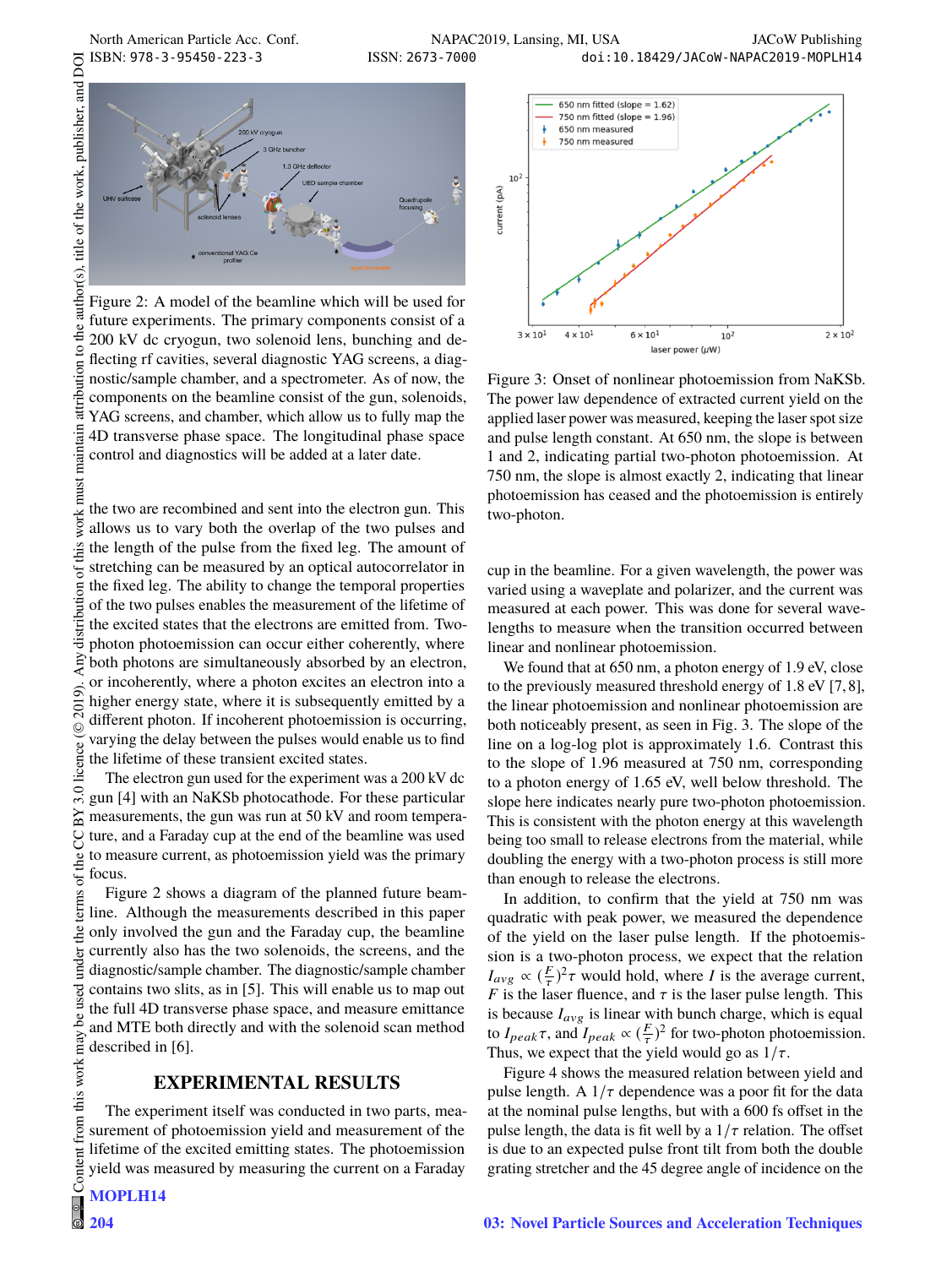Figure 2: A model of the beamline which will be used for future experiments. The primary components consist of a 200 kV dc cryogun, two solenoid lens, bunching and deflecting rf cavities, several diagnostic YAG screens, a diagnostic/sample chamber, and a spectrometer. As of now, the components on the beamline consist of the gun, solenoids, YAG screens, and chamber, which allow us to fully map the 4D transverse phase space. The longitudinal phase space control and diagnostics will be added at a later date.

the two are recombined and sent into the electron gun. This allows us to vary both the overlap of the two pulses and the length of the pulse from the fixed leg. The amount of stretching can be measured by an optical autocorrelator in the fixed leg. The ability to change the temporal properties of the two pulses enables the measurement of the lifetime of the excited states that the electrons are emitted from. Two-photon photoemission can occur either coherently, where both photons are simultaneously absorbed by an electron, or incoherently, where a photon excites an electron into a higher energy state, where it is subsequently emitted by a different photon. If incoherent photoemission is occurring, varying the delay between the pulses would enable us to find the lifetime of these transient excited states.

The electron gun used for the experiment was a 200 kV dc gun [4] with an NaKSb photocathode. For these particular measurements, the gun was run at 50 kV and room temperature, and a Faraday cup at the end of the beamline was used to measure current, as photoemission yield was the primary focus.

Figure 2 shows a diagram of the planned future beamline. Although the measurements described in this paper only involved the gun and the Faraday cup, the beamline currently also has the two solenoids, the screens, and the diagnostic/sample chamber. The diagnostic/sample chamber contains two slits, as in [5]. This will enable us to map out the full 4D transverse phase space, and measure emittance and MTE both directly and with the solenoid scan method described in [6].

## EXPERIMENTAL RESULTS

The experiment itself was conducted in two parts, measurement of photoemission yield and measurement of the lifetime of the excited emitting states. The photoemission yield was measured by measuring the current on a Faraday cup in the beamline. For a given wavelength, the power was varied using a waveplate and polarizer, and the current was measured at each power. This was done for several wavelengths to measure when the transition occurred between linear and nonlinear photoemission.

Figure 3: Onset of nonlinear photoemission from NaKSb. The power law dependence of extracted current yield on the applied laser power was measured, keeping the laser spot size and pulse length constant. At 650 nm, the slope is between 1 and 2, indicating partial two-photon photoemission. At 750 nm, the slope is almost exactly 2, indicating that linear photoemission has ceased and the photoemission is entirely two-photon.

We found that at 650 nm, a photon energy of 1.9 eV, close to the previously measured threshold energy of 1.8 eV [7, 8], the linear photoemission and nonlinear photoemission are both noticeably present, as seen in Fig. 3. The slope of the line on a log-log plot is approximately 1.6. Contrast this to the slope of 1.96 measured at 750 nm, corresponding to a photon energy of 1.65 eV, well below threshold. The slope here indicates nearly pure two-photon photoemission. This is consistent with the photon energy at this wavelength being too small to release electrons from the material, while doubling the energy with a two-photon process is still more than enough to release the electrons.

In addition, to confirm that the yield at 750 nm was quadratic with peak power, we measured the dependence of the yield on the laser pulse length. If the photoemission is a two-photon process, we expect that the relation $I_{avg} \propto (\frac{F}{\tau})^2 \tau$ would hold, where $I$ is the average current, $F$ is the laser fluence, and $\tau$ is the laser pulse length. This is because $I_{avg}$ is linear with bunch charge, which is equal to $I_{peak}\tau$, and $I_{peak} \propto (\frac{F}{\tau})^2$ for two-photon photoemission. Thus, we expect that the yield would go as $1/\tau$.

Figure 4 shows the measured relation between yield and pulse length. A $1/\tau$ dependence was a poor fit for the data at the nominal pulse lengths, but with a 600 fs offset in the pulse length, the data is fit well by a $1/\tau$ relation. The offset is due to an expected pulse front tilt from both the double grating stretcher and the 45 degree angle of incidence on the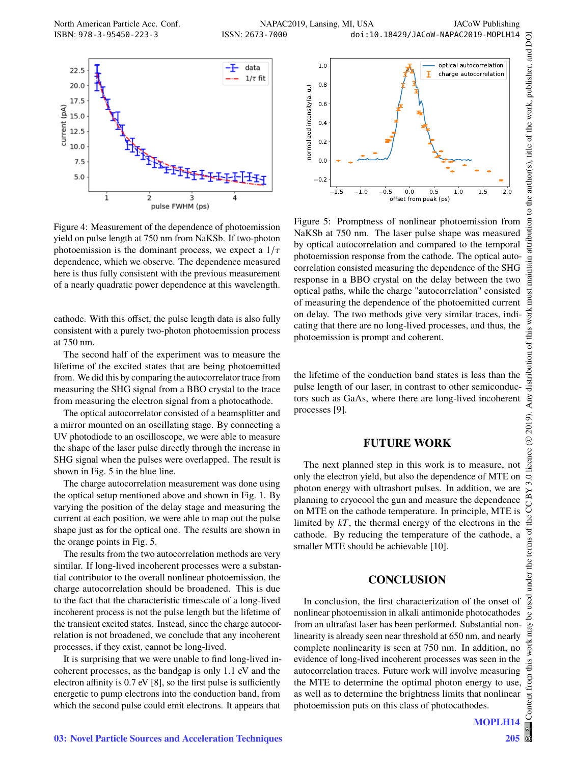Figure 4: Measurement of the dependence of photoemission yield on pulse length at 750 nm from NaKSb. If two-photon photoemission is the dominant process, we expect a $1/\tau$ dependence, which we observe. The dependence measured here is thus fully consistent with the previous measurement of a nearly quadratic power dependence at this wavelength.

cathode. With this offset, the pulse length data is also fully consistent with a purely two-photon photoemission process at 750 nm.

The second half of the experiment was to measure the lifetime of the excited states that are being photoemitted from. We did this by comparing the autocorrelator trace from measuring the SHG signal from a BBO crystal to the trace from measuring the electron signal from a photocathode.

The optical autocorrelator consisted of a beamsplitter and a mirror mounted on an oscillating stage. By connecting a UV photodiode to an oscilloscope, we were able to measure the shape of the laser pulse directly through the increase in SHG signal when the pulses were overlapped. The result is shown in Fig. 5 in the blue line.

The charge autocorrelation measurement was done using the optical setup mentioned above and shown in Fig. 1. By varying the position of the delay stage and measuring the current at each position, we were able to map out the pulse shape just as for the optical one. The results are shown in the orange points in Fig. 5.

The results from the two autocorrelation methods are very similar. If long-lived incoherent processes were a substantial contributor to the overall nonlinear photoemission, the charge autocorrelation should be broadened. This is due to the fact that the characteristic timescale of a long-lived incoherent process is not the pulse length but the lifetime of the transient excited states. Instead, since the charge autocorrelation is not broadened, we conclude that any incoherent processes, if they exist, cannot be long-lived.

It is surprising that we were unable to find long-lived incoherent processes, as the bandgap is only 1.1 eV and the electron affinity is 0.7 eV [8], so the first pulse is sufficiently energetic to pump electrons into the conduction band, from which the second pulse could emit electrons. It appears that

Figure 5: Promptness of nonlinear photoemission from NaKSb at 750 nm. The laser pulse shape was measured by optical autocorrelation and compared to the temporal photoemission response from the cathode. The optical autocorrelation consisted measuring the dependence of the SHG response in a BBO crystal on the delay between the two optical paths, while the charge "autocorrelation" consisted of measuring the dependence of the photoemitted current on delay. The two methods give very similar traces, indicating that there are no long-lived processes, and thus, the photoemission is prompt and coherent.

the lifetime of the conduction band states is less than the pulse length of our laser, in contrast to other semiconductors such as GaAs, where there are long-lived incoherent processes [9].

## FUTURE WORK

The next planned step in this work is to measure, not only the electron yield, but also the dependence of MTE on photon energy with ultrashort pulses. In addition, we are planning to cryocool the gun and measure the dependence on MTE on the cathode temperature. In principle, MTE is limited by $kT$, the thermal energy of the electrons in the cathode. By reducing the temperature of the cathode, a smaller MTE should be achievable [10].

## CONCLUSION

In conclusion, the first characterization of the onset of nonlinear photoemission in alkali antimonide photocathodes from an ultrafast laser has been performed. Substantial nonlinearity is already seen near threshold at 650 nm, and nearly complete nonlinearity is seen at 750 nm. In addition, no evidence of long-lived incoherent processes was seen in the autocorrelation traces. Future work will involve measuring the MTE to determine the optimal photon energy to use, as well as to determine the brightness limits that nonlinear photoemission puts on this class of photocathodes.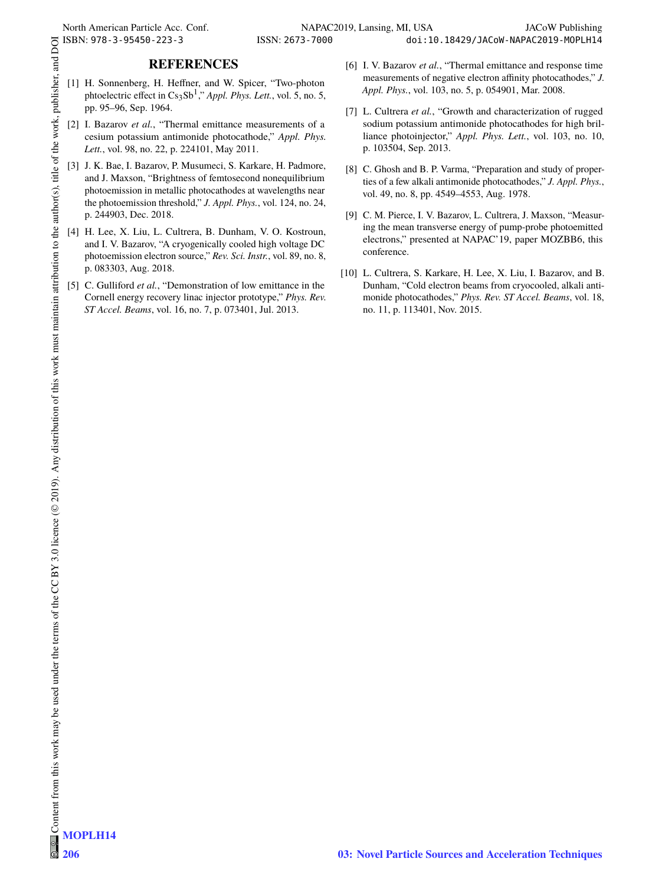## REFERENCES

[1] H. Sonnenberg, H. Heffner, and W. Spicer, "Two-photon phtoelectric effect in $Cs_3Sb$[1]," *Appl. Phys. Lett.*, vol. 5, no. 5, pp. 95–96, Sep. 1964.

[2] I. Bazarov *et al.*, "Thermal emittance measurements of a cesium potassium antimonide photocathode," *Appl. Phys. Lett.*, vol. 98, no. 22, p. 224101, May 2011.

[3] J. K. Bae, I. Bazarov, P. Musumeci, S. Karkare, H. Padmore, and J. Maxson, "Brightness of femtosecond nonequilibrium photoemission in metallic photocathodes at wavelengths near the photoemission threshold," *J. Appl. Phys.*, vol. 124, no. 24, p. 244903, Dec. 2018.

[4] H. Lee, X. Liu, L. Cultrera, B. Dunham, V. O. Kostroun, and I. V. Bazarov, "A cryogenically cooled high voltage DC photoemission electron source," *Rev. Sci. Instr.*, vol. 89, no. 8, p. 083303, Aug. 2018.

[5] C. Gulliford *et al.*, "Demonstration of low emittance in the Cornell energy recovery linac injector prototype," *Phys. Rev. ST Accel. Beams*, vol. 16, no. 7, p. 073401, Jul. 2013.

[6] I. V. Bazarov *et al.*, "Thermal emittance and response time measurements of negative electron affinity photocathodes," *J. Appl. Phys.*, vol. 103, no. 5, p. 054901, Mar. 2008.

[7] L. Cultrera *et al.*, "Growth and characterization of rugged sodium potassium antimonide photocathodes for high brilliance photoinjector," *Appl. Phys. Lett.*, vol. 103, no. 10, p. 103504, Sep. 2013.

[8] C. Ghosh and B. P. Varma, "Preparation and study of properties of a few alkali antimonide photocathodes," *J. Appl. Phys.*, vol. 49, no. 8, pp. 4549–4553, Aug. 1978.

[9] C. M. Pierce, I. V. Bazarov, L. Cultrera, J. Maxson, "Measuring the mean transverse energy of pump-probe photoemitted electrons," presented at NAPAC'19, paper MOZBB6, this conference.

[10] L. Cultrera, S. Karkare, H. Lee, X. Liu, I. Bazarov, and B. Dunham, "Cold electron beams from cryocooled, alkali antimonide photocathodes," *Phys. Rev. ST Accel. Beams*, vol. 18, no. 11, p. 113401, Nov. 2015.